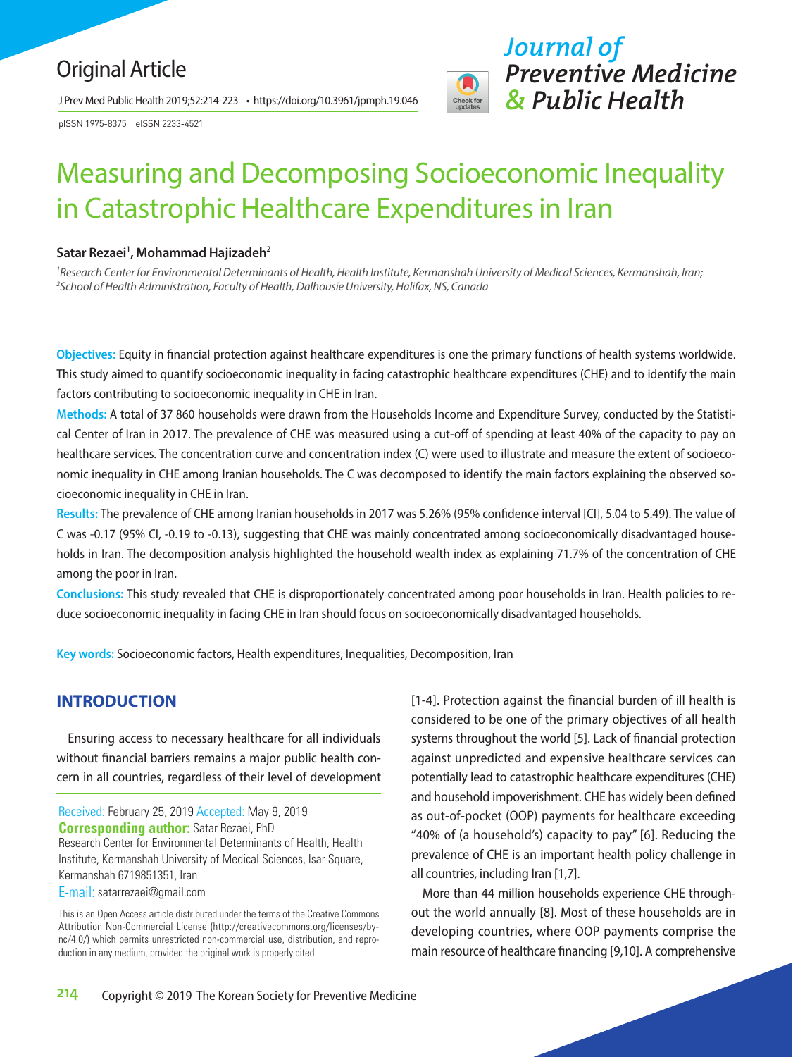Original Article

# Measuring and Decomposing Socioeconomic Inequality in Catastrophic Healthcare Expenditures in Iran

**Satar Rezaei[1], Mohammad Hajizadeh[2]**

[1]*Research Center for Environmental Determinants of Health, Health Institute, Kermanshah University of Medical Sciences, Kermanshah, Iran;* [2]*School of Health Administration, Faculty of Health, Dalhousie University, Halifax, NS, Canada*

**Objectives:** Equity in financial protection against healthcare expenditures is one the primary functions of health systems worldwide. This study aimed to quantify socioeconomic inequality in facing catastrophic healthcare expenditures (CHE) and to identify the main factors contributing to socioeconomic inequality in CHE in Iran.

**Methods:** A total of 37 860 households were drawn from the Households Income and Expenditure Survey, conducted by the Statistical Center of Iran in 2017. The prevalence of CHE was measured using a cut-off of spending at least 40% of the capacity to pay on healthcare services. The concentration curve and concentration index (C) were used to illustrate and measure the extent of socioeconomic inequality in CHE among Iranian households. The C was decomposed to identify the main factors explaining the observed socioeconomic inequality in CHE in Iran.

**Results:** The prevalence of CHE among Iranian households in 2017 was 5.26% (95% confidence interval [CI], 5.04 to 5.49). The value of C was -0.17 (95% CI, -0.19 to -0.13), suggesting that CHE was mainly concentrated among socioeconomically disadvantaged households in Iran. The decomposition analysis highlighted the household wealth index as explaining 71.7% of the concentration of CHE among the poor in Iran.

**Conclusions:** This study revealed that CHE is disproportionately concentrated among poor households in Iran. Health policies to reduce socioeconomic inequality in facing CHE in Iran should focus on socioeconomically disadvantaged households.

**Key words:** Socioeconomic factors, Health expenditures, Inequalities, Decomposition, Iran

## INTRODUCTION

Ensuring access to necessary healthcare for all individuals without financial barriers remains a major public health concern in all countries, regardless of their level of development [1-4]. Protection against the financial burden of ill health is considered to be one of the primary objectives of all health systems throughout the world [5]. Lack of financial protection against unpredicted and expensive healthcare services can potentially lead to catastrophic healthcare expenditures (CHE) and household impoverishment. CHE has widely been defined as out-of-pocket (OOP) payments for healthcare exceeding "40% of (a household's) capacity to pay" [6]. Reducing the prevalence of CHE is an important health policy challenge in all countries, including Iran [1,7].

More than 44 million households experience CHE throughout the world annually [8]. Most of these households are in developing countries, where OOP payments comprise the main resource of healthcare financing [9,10]. A comprehensive

Received: February 25, 2019 Accepted: May 9, 2019
**Corresponding author:** Satar Rezaei, PhD
Research Center for Environmental Determinants of Health, Health Institute, Kermanshah University of Medical Sciences, Isar Square, Kermanshah 6719851351, Iran
E-mail: satarrezaei@gmail.com

This is an Open Access article distributed under the terms of the Creative Commons Attribution Non-Commercial License (http://creativecommons.org/licenses/by-nc/4.0/) which permits unrestricted non-commercial use, distribution, and reproduction in any medium, provided the original work is properly cited.

Copyright © 2019 The Korean Society for Preventive Medicine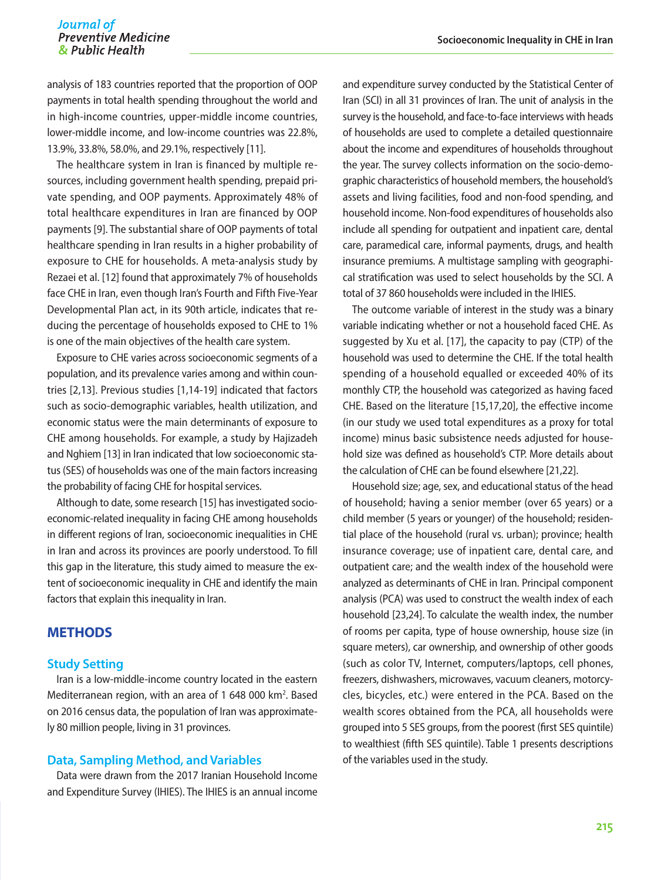analysis of 183 countries reported that the proportion of OOP payments in total health spending throughout the world and in high-income countries, upper-middle income countries, lower-middle income, and low-income countries was 22.8%, 13.9%, 33.8%, 58.0%, and 29.1%, respectively [11].

The healthcare system in Iran is financed by multiple resources, including government health spending, prepaid private spending, and OOP payments. Approximately 48% of total healthcare expenditures in Iran are financed by OOP payments [9]. The substantial share of OOP payments of total healthcare spending in Iran results in a higher probability of exposure to CHE for households. A meta-analysis study by Rezaei et al. [12] found that approximately 7% of households face CHE in Iran, even though Iran's Fourth and Fifth Five-Year Developmental Plan act, in its 90th article, indicates that reducing the percentage of households exposed to CHE to 1% is one of the main objectives of the health care system.

Exposure to CHE varies across socioeconomic segments of a population, and its prevalence varies among and within countries [2,13]. Previous studies [1,14-19] indicated that factors such as socio-demographic variables, health utilization, and economic status were the main determinants of exposure to CHE among households. For example, a study by Hajizadeh and Nghiem [13] in Iran indicated that low socioeconomic status (SES) of households was one of the main factors increasing the probability of facing CHE for hospital services.

Although to date, some research [15] has investigated socioeconomic-related inequality in facing CHE among households in different regions of Iran, socioeconomic inequalities in CHE in Iran and across its provinces are poorly understood. To fill this gap in the literature, this study aimed to measure the extent of socioeconomic inequality in CHE and identify the main factors that explain this inequality in Iran.

## METHODS

### Study Setting

Iran is a low-middle-income country located in the eastern Mediterranean region, with an area of 1 648 000 km$^2$. Based on 2016 census data, the population of Iran was approximately 80 million people, living in 31 provinces.

### Data, Sampling Method, and Variables

Data were drawn from the 2017 Iranian Household Income and Expenditure Survey (IHIES). The IHIES is an annual income and expenditure survey conducted by the Statistical Center of Iran (SCI) in all 31 provinces of Iran. The unit of analysis in the survey is the household, and face-to-face interviews with heads of households are used to complete a detailed questionnaire about the income and expenditures of households throughout the year. The survey collects information on the socio-demographic characteristics of household members, the household's assets and living facilities, food and non-food spending, and household income. Non-food expenditures of households also include all spending for outpatient and inpatient care, dental care, paramedical care, informal payments, drugs, and health insurance premiums. A multistage sampling with geographical stratification was used to select households by the SCI. A total of 37 860 households were included in the IHIES.

The outcome variable of interest in the study was a binary variable indicating whether or not a household faced CHE. As suggested by Xu et al. [17], the capacity to pay (CTP) of the household was used to determine the CHE. If the total health spending of a household equalled or exceeded 40% of its monthly CTP, the household was categorized as having faced CHE. Based on the literature [15,17,20], the effective income (in our study we used total expenditures as a proxy for total income) minus basic subsistence needs adjusted for household size was defined as household's CTP. More details about the calculation of CHE can be found elsewhere [21,22].

Household size; age, sex, and educational status of the head of household; having a senior member (over 65 years) or a child member (5 years or younger) of the household; residential place of the household (rural vs. urban); province; health insurance coverage; use of inpatient care, dental care, and outpatient care; and the wealth index of the household were analyzed as determinants of CHE in Iran. Principal component analysis (PCA) was used to construct the wealth index of each household [23,24]. To calculate the wealth index, the number of rooms per capita, type of house ownership, house size (in square meters), car ownership, and ownership of other goods (such as color TV, Internet, computers/laptops, cell phones, freezers, dishwashers, microwaves, vacuum cleaners, motorcycles, bicycles, etc.) were entered in the PCA. Based on the wealth scores obtained from the PCA, all households were grouped into 5 SES groups, from the poorest (first SES quintile) to wealthiest (fifth SES quintile). Table 1 presents descriptions of the variables used in the study.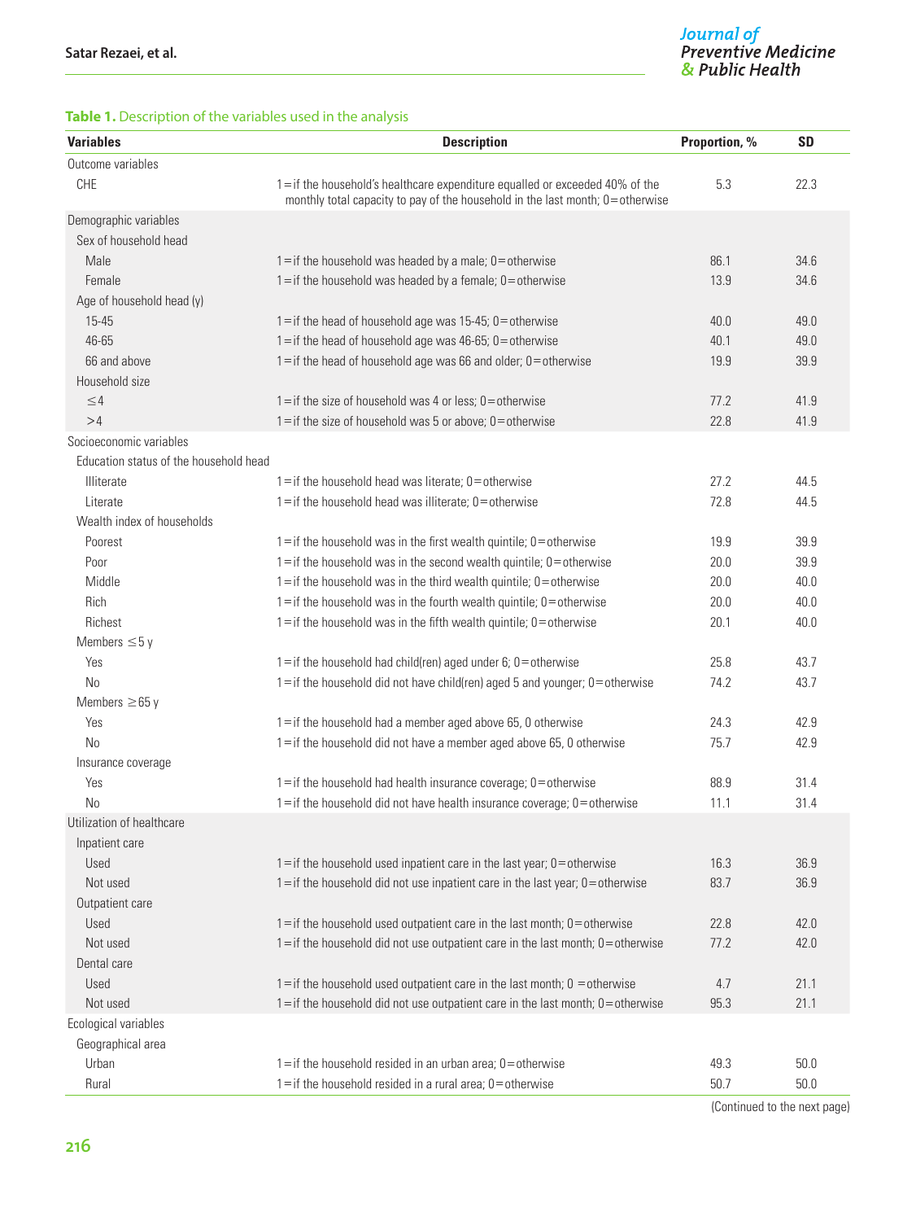**Table 1.** Description of the variables used in the analysis

| Variables | Description | Proportion, % | SD |
|---|---|---|---|
| Outcome variables | | | |
| CHE | 1=if the household's healthcare expenditure equalled or exceeded 40% of the monthly total capacity to pay of the household in the last month; 0=otherwise | 5.3 | 22.3 |
| Demographic variables | | | |
| Sex of household head | | | |
| Male | 1=if the household was headed by a male; 0=otherwise | 86.1 | 34.6 |
| Female | 1=if the household was headed by a female; 0=otherwise | 13.9 | 34.6 |
| Age of household head (y) | | | |
| 15-45 | 1=if the head of household age was 15-45; 0=otherwise | 40.0 | 49.0 |
| 46-65 | 1=if the head of household age was 46-65; 0=otherwise | 40.1 | 49.0 |
| 66 and above | 1=if the head of household age was 66 and older; 0=otherwise | 19.9 | 39.9 |
| Household size | | | |
| ≤4 | 1=if the size of household was 4 or less; 0=otherwise | 77.2 | 41.9 |
| >4 | 1=if the size of household was 5 or above; 0=otherwise | 22.8 | 41.9 |
| Socioeconomic variables | | | |
| Education status of the household head | | | |
| Illiterate | 1=if the household head was literate; 0=otherwise | 27.2 | 44.5 |
| Literate | 1=if the household head was illiterate; 0=otherwise | 72.8 | 44.5 |
| Wealth index of households | | | |
| Poorest | 1=if the household was in the first wealth quintile; 0=otherwise | 19.9 | 39.9 |
| Poor | 1=if the household was in the second wealth quintile; 0=otherwise | 20.0 | 39.9 |
| Middle | 1=if the household was in the third wealth quintile; 0=otherwise | 20.0 | 40.0 |
| Rich | 1=if the household was in the fourth wealth quintile; 0=otherwise | 20.0 | 40.0 |
| Richest | 1=if the household was in the fifth wealth quintile; 0=otherwise | 20.1 | 40.0 |
| Members ≤5 y | | | |
| Yes | 1=if the household had child(ren) aged under 6; 0=otherwise | 25.8 | 43.7 |
| No | 1=if the household did not have child(ren) aged 5 and younger; 0=otherwise | 74.2 | 43.7 |
| Members ≥65 y | | | |
| Yes | 1=if the household had a member aged above 65, 0 otherwise | 24.3 | 42.9 |
| No | 1=if the household did not have a member aged above 65, 0 otherwise | 75.7 | 42.9 |
| Insurance coverage | | | |
| Yes | 1=if the household had health insurance coverage; 0=otherwise | 88.9 | 31.4 |
| No | 1=if the household did not have health insurance coverage; 0=otherwise | 11.1 | 31.4 |
| Utilization of healthcare | | | |
| Inpatient care | | | |
| Used | 1=if the household used inpatient care in the last year; 0=otherwise | 16.3 | 36.9 |
| Not used | 1=if the household did not use inpatient care in the last year; 0=otherwise | 83.7 | 36.9 |
| Outpatient care | | | |
| Used | 1=if the household used outpatient care in the last month; 0=otherwise | 22.8 | 42.0 |
| Not used | 1=if the household did not use outpatient care in the last month; 0=otherwise | 77.2 | 42.0 |
| Dental care | | | |
| Used | 1=if the household used outpatient care in the last month; 0 =otherwise | 4.7 | 21.1 |
| Not used | 1=if the household did not use outpatient care in the last month; 0=otherwise | 95.3 | 21.1 |
| Ecological variables | | | |
| Geographical area | | | |
| Urban | 1=if the household resided in an urban area; 0=otherwise | 49.3 | 50.0 |
| Rural | 1=if the household resided in a rural area; 0=otherwise | 50.7 | 50.0 |

(Continued to the next page)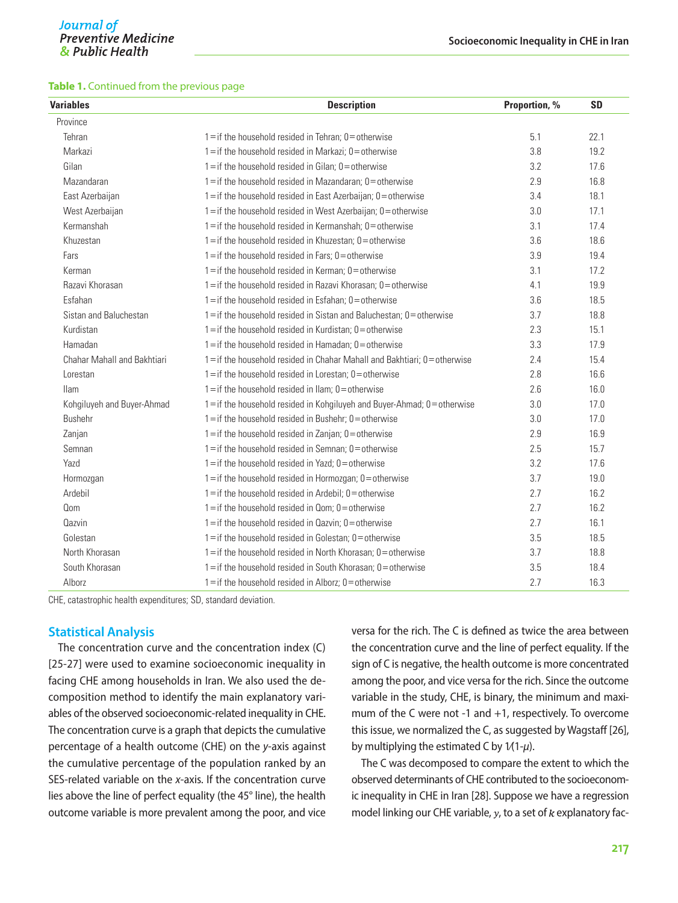**Table 1.** Continued from the previous page

| Variables | Description | Proportion, % | SD |
|---|---|---|---|
| Province | | | |
| Tehran | 1=if the household resided in Tehran; 0=otherwise | 5.1 | 22.1 |
| Markazi | 1=if the household resided in Markazi; 0=otherwise | 3.8 | 19.2 |
| Gilan | 1=if the household resided in Gilan; 0=otherwise | 3.2 | 17.6 |
| Mazandaran | 1=if the household resided in Mazandaran; 0=otherwise | 2.9 | 16.8 |
| East Azerbaijan | 1=if the household resided in East Azerbaijan; 0=otherwise | 3.4 | 18.1 |
| West Azerbaijan | 1=if the household resided in West Azerbaijan; 0=otherwise | 3.0 | 17.1 |
| Kermanshah | 1=if the household resided in Kermanshah; 0=otherwise | 3.1 | 17.4 |
| Khuzestan | 1=if the household resided in Khuzestan; 0=otherwise | 3.6 | 18.6 |
| Fars | 1=if the household resided in Fars; 0=otherwise | 3.9 | 19.4 |
| Kerman | 1=if the household resided in Kerman; 0=otherwise | 3.1 | 17.2 |
| Razavi Khorasan | 1=if the household resided in Razavi Khorasan; 0=otherwise | 4.1 | 19.9 |
| Esfahan | 1=if the household resided in Esfahan; 0=otherwise | 3.6 | 18.5 |
| Sistan and Baluchestan | 1=if the household resided in Sistan and Baluchestan; 0=otherwise | 3.7 | 18.8 |
| Kurdistan | 1=if the household resided in Kurdistan; 0=otherwise | 2.3 | 15.1 |
| Hamadan | 1=if the household resided in Hamadan; 0=otherwise | 3.3 | 17.9 |
| Chahar Mahall and Bakhtiari | 1=if the household resided in Chahar Mahall and Bakhtiari; 0=otherwise | 2.4 | 15.4 |
| Lorestan | 1=if the household resided in Lorestan; 0=otherwise | 2.8 | 16.6 |
| Ilam | 1=if the household resided in Ilam; 0=otherwise | 2.6 | 16.0 |
| Kohgiluyeh and Buyer-Ahmad | 1=if the household resided in Kohgiluyeh and Buyer-Ahmad; 0=otherwise | 3.0 | 17.0 |
| Bushehr | 1=if the household resided in Bushehr; 0=otherwise | 3.0 | 17.0 |
| Zanjan | 1=if the household resided in Zanjan; 0=otherwise | 2.9 | 16.9 |
| Semnan | 1=if the household resided in Semnan; 0=otherwise | 2.5 | 15.7 |
| Yazd | 1=if the household resided in Yazd; 0=otherwise | 3.2 | 17.6 |
| Hormozgan | 1=if the household resided in Hormozgan; 0=otherwise | 3.7 | 19.0 |
| Ardebil | 1=if the household resided in Ardebil; 0=otherwise | 2.7 | 16.2 |
| Qom | 1=if the household resided in Qom; 0=otherwise | 2.7 | 16.2 |
| Qazvin | 1=if the household resided in Qazvin; 0=otherwise | 2.7 | 16.1 |
| Golestan | 1=if the household resided in Golestan; 0=otherwise | 3.5 | 18.5 |
| North Khorasan | 1=if the household resided in North Khorasan; 0=otherwise | 3.7 | 18.8 |
| South Khorasan | 1=if the household resided in South Khorasan; 0=otherwise | 3.5 | 18.4 |
| Alborz | 1=if the household resided in Alborz; 0=otherwise | 2.7 | 16.3 |

CHE, catastrophic health expenditures; SD, standard deviation.

## Statistical Analysis

The concentration curve and the concentration index (C) [25-27] were used to examine socioeconomic inequality in facing CHE among households in Iran. We also used the decomposition method to identify the main explanatory variables of the observed socioeconomic-related inequality in CHE. The concentration curve is a graph that depicts the cumulative percentage of a health outcome (CHE) on the *y*-axis against the cumulative percentage of the population ranked by an SES-related variable on the *x*-axis. If the concentration curve lies above the line of perfect equality (the 45° line), the health outcome variable is more prevalent among the poor, and vice versa for the rich. The C is defined as twice the area between the concentration curve and the line of perfect equality. If the sign of C is negative, the health outcome is more concentrated among the poor, and vice versa for the rich. Since the outcome variable in the study, CHE, is binary, the minimum and maximum of the C were not -1 and +1, respectively. To overcome this issue, we normalized the C, as suggested by Wagstaff [26], by multiplying the estimated C by $1/(1-\mu)$.

The C was decomposed to compare the extent to which the observed determinants of CHE contributed to the socioeconomic inequality in CHE in Iran [28]. Suppose we have a regression model linking our CHE variable, $y$, to a set of $k$ explanatory fac-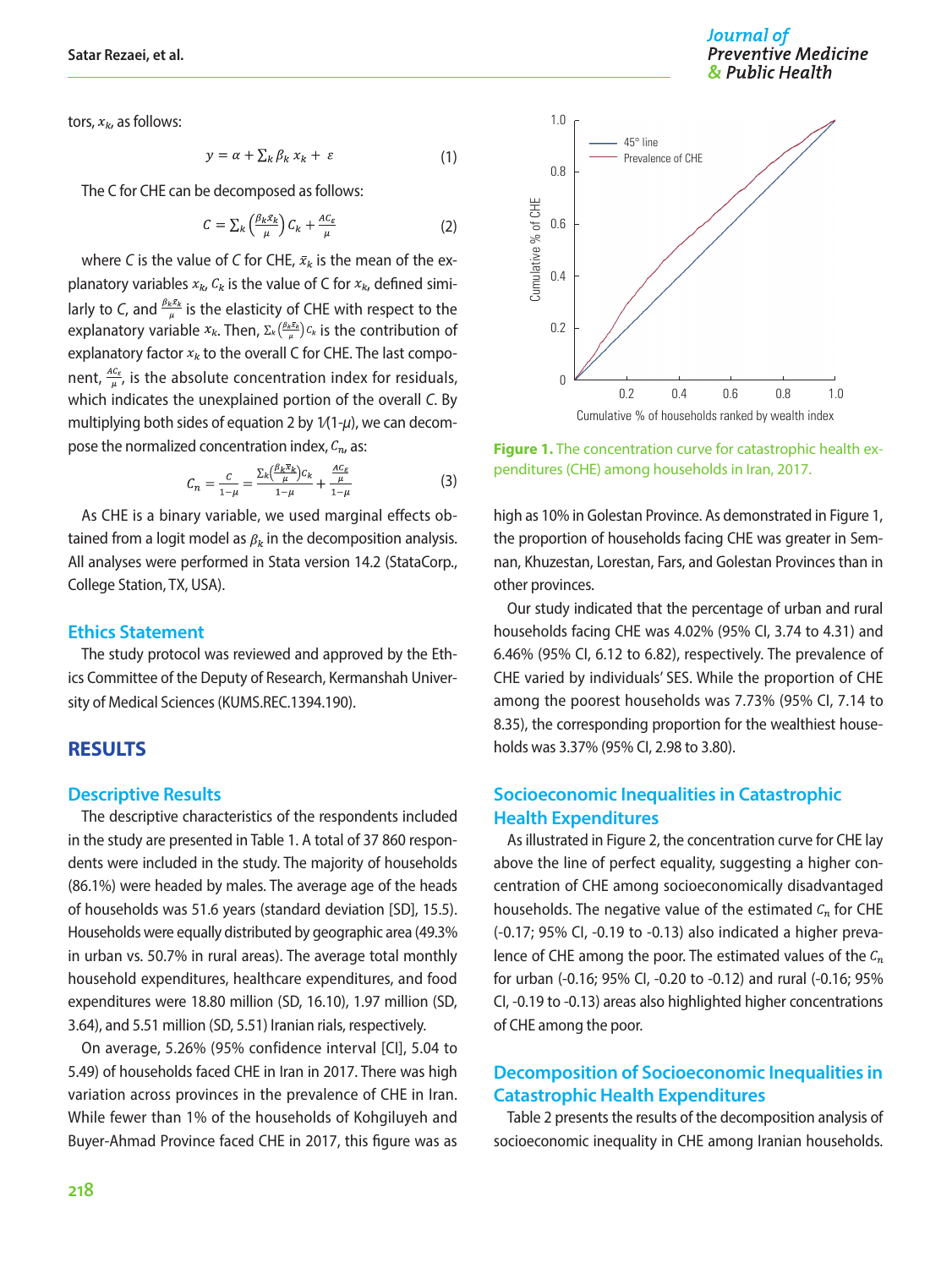tors, $x_k$, as follows:

$$y = \alpha + \sum_k \beta_k x_k + \varepsilon \quad (1)$$

The C for CHE can be decomposed as follows:

$$C = \sum_k \left(\frac{\beta_k \bar{x}_k}{\mu}\right) C_k + \frac{AC_\varepsilon}{\mu} \quad (2)$$

where $C$ is the value of $C$ for CHE, $\bar{x}_k$ is the mean of the explanatory variables $x_k$, $C_k$ is the value of C for $x_k$, defined similarly to $C$, and $\frac{\beta_k \bar{x}_k}{\mu}$ is the elasticity of CHE with respect to the explanatory variable $x_k$. Then, $\sum_k \left(\frac{\beta_k \bar{x}_k}{\mu}\right) C_k$ is the contribution of explanatory factor $x_k$ to the overall C for CHE. The last component, $\frac{AC_\varepsilon}{\mu}$, is the absolute concentration index for residuals, which indicates the unexplained portion of the overall $C$. By multiplying both sides of equation 2 by $1/(1-\mu)$, we can decompose the normalized concentration index, $C_n$, as:

$$C_n = \frac{C}{1-\mu} = \frac{\sum_k \left(\frac{\beta_k \bar{x}_k}{\mu}\right) C_k}{1-\mu} + \frac{\frac{AC_\varepsilon}{\mu}}{1-\mu} \quad (3)$$

As CHE is a binary variable, we used marginal effects obtained from a logit model as $\beta_k$ in the decomposition analysis. All analyses were performed in Stata version 14.2 (StataCorp., College Station, TX, USA).

### Ethics Statement

The study protocol was reviewed and approved by the Ethics Committee of the Deputy of Research, Kermanshah University of Medical Sciences (KUMS.REC.1394.190).

## RESULTS

### Descriptive Results

The descriptive characteristics of the respondents included in the study are presented in Table 1. A total of 37 860 respondents were included in the study. The majority of households (86.1%) were headed by males. The average age of the heads of households was 51.6 years (standard deviation [SD], 15.5). Households were equally distributed by geographic area (49.3% in urban vs. 50.7% in rural areas). The average total monthly household expenditures, healthcare expenditures, and food expenditures were 18.80 million (SD, 16.10), 1.97 million (SD, 3.64), and 5.51 million (SD, 5.51) Iranian rials, respectively.

On average, 5.26% (95% confidence interval [CI], 5.04 to 5.49) of households faced CHE in Iran in 2017. There was high variation across provinces in the prevalence of CHE in Iran. While fewer than 1% of the households of Kohgiluyeh and Buyer-Ahmad Province faced CHE in 2017, this figure was as high as 10% in Golestan Province. As demonstrated in Figure 1, the proportion of households facing CHE was greater in Semnan, Khuzestan, Lorestan, Fars, and Golestan Provinces than in other provinces.

**Figure 1.** The concentration curve for catastrophic health expenditures (CHE) among households in Iran, 2017.

Our study indicated that the percentage of urban and rural households facing CHE was 4.02% (95% CI, 3.74 to 4.31) and 6.46% (95% CI, 6.12 to 6.82), respectively. The prevalence of CHE varied by individuals' SES. While the proportion of CHE among the poorest households was 7.73% (95% CI, 7.14 to 8.35), the corresponding proportion for the wealthiest households was 3.37% (95% CI, 2.98 to 3.80).

### Socioeconomic Inequalities in Catastrophic Health Expenditures

As illustrated in Figure 2, the concentration curve for CHE lay above the line of perfect equality, suggesting a higher concentration of CHE among socioeconomically disadvantaged households. The negative value of the estimated $C_n$ for CHE (-0.17; 95% CI, -0.19 to -0.13) also indicated a higher prevalence of CHE among the poor. The estimated values of the $C_n$ for urban (-0.16; 95% CI, -0.20 to -0.12) and rural (-0.16; 95% CI, -0.19 to -0.13) areas also highlighted higher concentrations of CHE among the poor.

### Decomposition of Socioeconomic Inequalities in Catastrophic Health Expenditures

Table 2 presents the results of the decomposition analysis of socioeconomic inequality in CHE among Iranian households.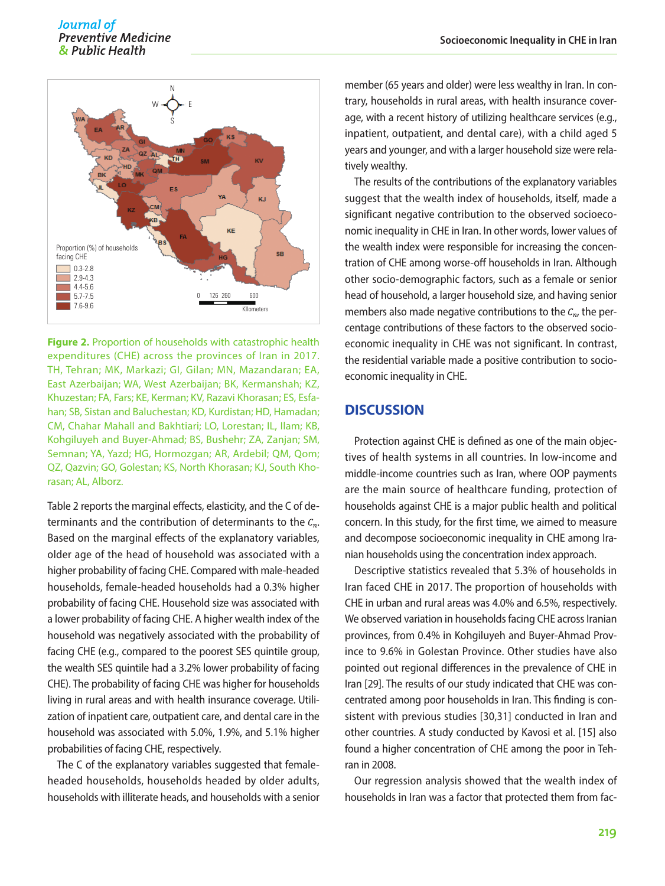Figure 2. Proportion of households with catastrophic health expenditures (CHE) across the provinces of Iran in 2017. TH, Tehran; MK, Markazi; GI, Gilan; MN, Mazandaran; EA, East Azerbaijan; WA, West Azerbaijan; BK, Kermanshah; KZ, Khuzestan; FA, Fars; KE, Kerman; KV, Razavi Khorasan; ES, Esfahan; SB, Sistan and Baluchestan; KD, Kurdistan; HD, Hamadan; CM, Chahar Mahall and Bakhtiari; LO, Lorestan; IL, Ilam; KB, Kohgiluyeh and Buyer-Ahmad; BS, Bushehr; ZA, Zanjan; SM, Semnan; YA, Yazd; HG, Hormozgan; AR, Ardebil; QM, Qom; QZ, Qazvin; GO, Golestan; KS, North Khorasan; KJ, South Khorasan; AL, Alborz.

Table 2 reports the marginal effects, elasticity, and the C of determinants and the contribution of determinants to the $C_n$. Based on the marginal effects of the explanatory variables, older age of the head of household was associated with a higher probability of facing CHE. Compared with male-headed households, female-headed households had a 0.3% higher probability of facing CHE. Household size was associated with a lower probability of facing CHE. A higher wealth index of the household was negatively associated with the probability of facing CHE (e.g., compared to the poorest SES quintile group, the wealth SES quintile had a 3.2% lower probability of facing CHE). The probability of facing CHE was higher for households living in rural areas and with health insurance coverage. Utilization of inpatient care, outpatient care, and dental care in the household was associated with 5.0%, 1.9%, and 5.1% higher probabilities of facing CHE, respectively.

The C of the explanatory variables suggested that female-headed households, households headed by older adults, households with illiterate heads, and households with a senior member (65 years and older) were less wealthy in Iran. In contrary, households in rural areas, with health insurance coverage, with a recent history of utilizing healthcare services (e.g., inpatient, outpatient, and dental care), with a child aged 5 years and younger, and with a larger household size were relatively wealthy.

The results of the contributions of the explanatory variables suggest that the wealth index of households, itself, made a significant negative contribution to the observed socioeconomic inequality in CHE in Iran. In other words, lower values of the wealth index were responsible for increasing the concentration of CHE among worse-off households in Iran. Although other socio-demographic factors, such as a female or senior head of household, a larger household size, and having senior members also made negative contributions to the $C_n$, the percentage contributions of these factors to the observed socioeconomic inequality in CHE was not significant. In contrast, the residential variable made a positive contribution to socioeconomic inequality in CHE.

## DISCUSSION

Protection against CHE is defined as one of the main objectives of health systems in all countries. In low-income and middle-income countries such as Iran, where OOP payments are the main source of healthcare funding, protection of households against CHE is a major public health and political concern. In this study, for the first time, we aimed to measure and decompose socioeconomic inequality in CHE among Iranian households using the concentration index approach.

Descriptive statistics revealed that 5.3% of households in Iran faced CHE in 2017. The proportion of households with CHE in urban and rural areas was 4.0% and 6.5%, respectively. We observed variation in households facing CHE across Iranian provinces, from 0.4% in Kohgiluyeh and Buyer-Ahmad Province to 9.6% in Golestan Province. Other studies have also pointed out regional differences in the prevalence of CHE in Iran [29]. The results of our study indicated that CHE was concentrated among poor households in Iran. This finding is consistent with previous studies [30,31] conducted in Iran and other countries. A study conducted by Kavosi et al. [15] also found a higher concentration of CHE among the poor in Tehran in 2008.

Our regression analysis showed that the wealth index of households in Iran was a factor that protected them from fac-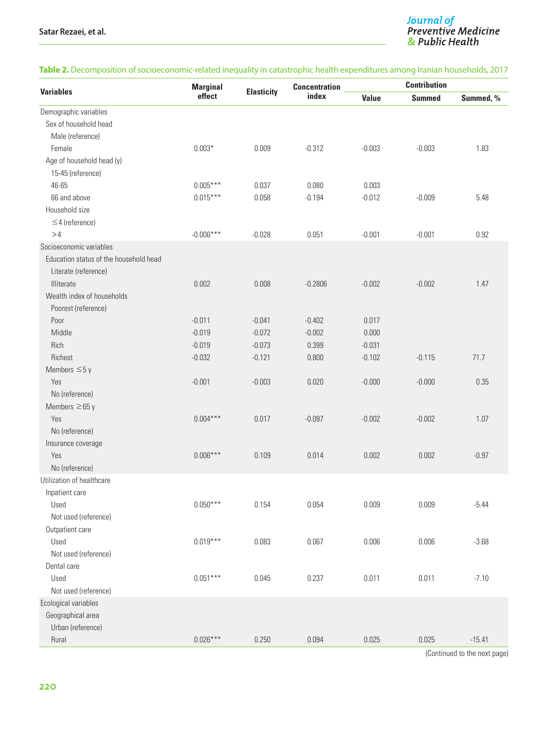**Table 2.** Decomposition of socioeconomic-related inequality in catastrophic health expenditures among Iranian households, 2017

| Variables | Marginal effect | Elasticity | Concentration index | Contribution | | |
|---|---|---|---|---|---|---|
| | | | | Value | Summed | Summed, % |
| Demographic variables | | | | | | |
| Sex of household head | | | | | | |
| Male (reference) | | | | | | |
| Female | 0.003* | 0.009 | -0.312 | -0.003 | -0.003 | 1.83 |
| Age of household head (y) | | | | | | |
| 15-45 (reference) | | | | | | |
| 46-65 | 0.005*** | 0.037 | 0.080 | 0.003 | | |
| 66 and above | 0.015*** | 0.058 | -0.194 | -0.012 | -0.009 | 5.48 |
| Household size | | | | | | |
| ≤4 (reference) | | | | | | |
| >4 | -0.006*** | -0.028 | 0.051 | -0.001 | -0.001 | 0.92 |
| Socioeconomic variables | | | | | | |
| Education status of the household head | | | | | | |
| Literate (reference) | | | | | | |
| Illiterate | 0.002 | 0.008 | -0.2806 | -0.002 | -0.002 | 1.47 |
| Wealth index of households | | | | | | |
| Poorest (reference) | | | | | | |
| Poor | -0.011 | -0.041 | -0.402 | 0.017 | | |
| Middle | -0.019 | -0.072 | -0.002 | 0.000 | | |
| Rich | -0.019 | -0.073 | 0.399 | -0.031 | | |
| Richest | -0.032 | -0.121 | 0.800 | -0.102 | -0.115 | 71.7 |
| Members ≤5 y | | | | | | |
| Yes | -0.001 | -0.003 | 0.020 | -0.000 | -0.000 | 0.35 |
| No (reference) | | | | | | |
| Members ≥65 y | | | | | | |
| Yes | 0.004*** | 0.017 | -0.097 | -0.002 | -0.002 | 1.07 |
| No (reference) | | | | | | |
| Insurance coverage | | | | | | |
| Yes | 0.006*** | 0.109 | 0.014 | 0.002 | 0.002 | -0.97 |
| No (reference) | | | | | | |
| Utilization of healthcare | | | | | | |
| Inpatient care | | | | | | |
| Used | 0.050*** | 0.154 | 0.054 | 0.009 | 0.009 | -5.44 |
| Not used (reference) | | | | | | |
| Outpatient care | | | | | | |
| Used | 0.019*** | 0.083 | 0.067 | 0.006 | 0.006 | -3.68 |
| Not used (reference) | | | | | | |
| Dental care | | | | | | |
| Used | 0.051*** | 0.045 | 0.237 | 0.011 | 0.011 | -7.10 |
| Not used (reference) | | | | | | |
| Ecological variables | | | | | | |
| Geographical area | | | | | | |
| Urban (reference) | | | | | | |
| Rural | 0.026*** | 0.250 | 0.094 | 0.025 | 0.025 | -15.41 |

(Continued to the next page)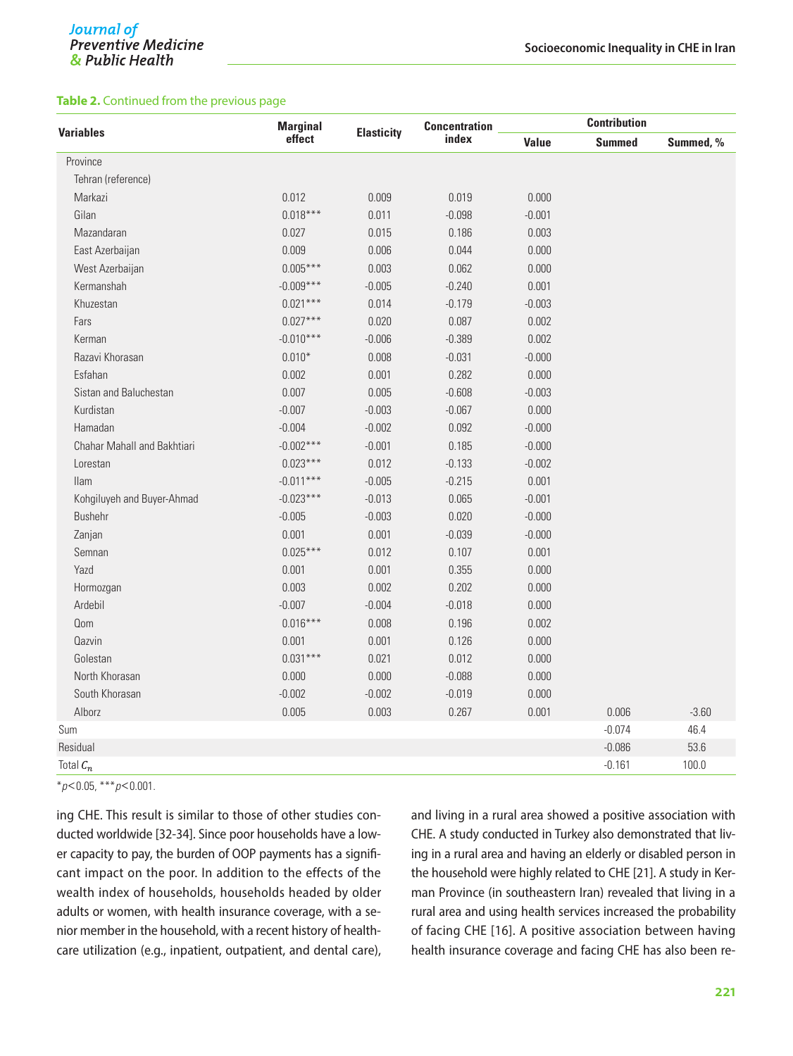**Table 2.** Continued from the previous page

| Variables | Marginal effect | Elasticity | Concentration index | Contribution | | |
|---|---|---|---|---|---|---|
| | | | | Value | Summed | Summed, % |
| Province | | | | | | |
| Tehran (reference) | | | | | | |
| Markazi | 0.012 | 0.009 | 0.019 | 0.000 | | |
| Gilan | 0.018*** | 0.011 | -0.098 | -0.001 | | |
| Mazandaran | 0.027 | 0.015 | 0.186 | 0.003 | | |
| East Azerbaijan | 0.009 | 0.006 | 0.044 | 0.000 | | |
| West Azerbaijan | 0.005*** | 0.003 | 0.062 | 0.000 | | |
| Kermanshah | -0.009*** | -0.005 | -0.240 | 0.001 | | |
| Khuzestan | 0.021*** | 0.014 | -0.179 | -0.003 | | |
| Fars | 0.027*** | 0.020 | 0.087 | 0.002 | | |
| Kerman | -0.010*** | -0.006 | -0.389 | 0.002 | | |
| Razavi Khorasan | 0.010* | 0.008 | -0.031 | -0.000 | | |
| Esfahan | 0.002 | 0.001 | 0.282 | 0.000 | | |
| Sistan and Baluchestan | 0.007 | 0.005 | -0.608 | -0.003 | | |
| Kurdistan | -0.007 | -0.003 | -0.067 | 0.000 | | |
| Hamadan | -0.004 | -0.002 | 0.092 | -0.000 | | |
| Chahar Mahall and Bakhtiari | -0.002*** | -0.001 | 0.185 | -0.000 | | |
| Lorestan | 0.023*** | 0.012 | -0.133 | -0.002 | | |
| Ilam | -0.011*** | -0.005 | -0.215 | 0.001 | | |
| Kohgiluyeh and Buyer-Ahmad | -0.023*** | -0.013 | 0.065 | -0.001 | | |
| Bushehr | -0.005 | -0.003 | 0.020 | -0.000 | | |
| Zanjan | 0.001 | 0.001 | -0.039 | -0.000 | | |
| Semnan | 0.025*** | 0.012 | 0.107 | 0.001 | | |
| Yazd | 0.001 | 0.001 | 0.355 | 0.000 | | |
| Hormozgan | 0.003 | 0.002 | 0.202 | 0.000 | | |
| Ardebil | -0.007 | -0.004 | -0.018 | 0.000 | | |
| Qom | 0.016*** | 0.008 | 0.196 | 0.002 | | |
| Qazvin | 0.001 | 0.001 | 0.126 | 0.000 | | |
| Golestan | 0.031*** | 0.021 | 0.012 | 0.000 | | |
| North Khorasan | 0.000 | 0.000 | -0.088 | 0.000 | | |
| South Khorasan | -0.002 | -0.002 | -0.019 | 0.000 | | |
| Alborz | 0.005 | 0.003 | 0.267 | 0.001 | 0.006 | -3.60 |
| Sum | | | | | -0.074 | 46.4 |
| Residual | | | | | -0.086 | 53.6 |
| Total $C_n$ | | | | | -0.161 | 100.0 |

*$p$<0.05, ***$p$<0.001.

ing CHE. This result is similar to those of other studies conducted worldwide [32-34]. Since poor households have a lower capacity to pay, the burden of OOP payments has a significant impact on the poor. In addition to the effects of the wealth index of households, households headed by older adults or women, with health insurance coverage, with a senior member in the household, with a recent history of healthcare utilization (e.g., inpatient, outpatient, and dental care), and living in a rural area showed a positive association with CHE. A study conducted in Turkey also demonstrated that living in a rural area and having an elderly or disabled person in the household were highly related to CHE [21]. A study in Kerman Province (in southeastern Iran) revealed that living in a rural area and using health services increased the probability of facing CHE [16]. A positive association between having health insurance coverage and facing CHE has also been re-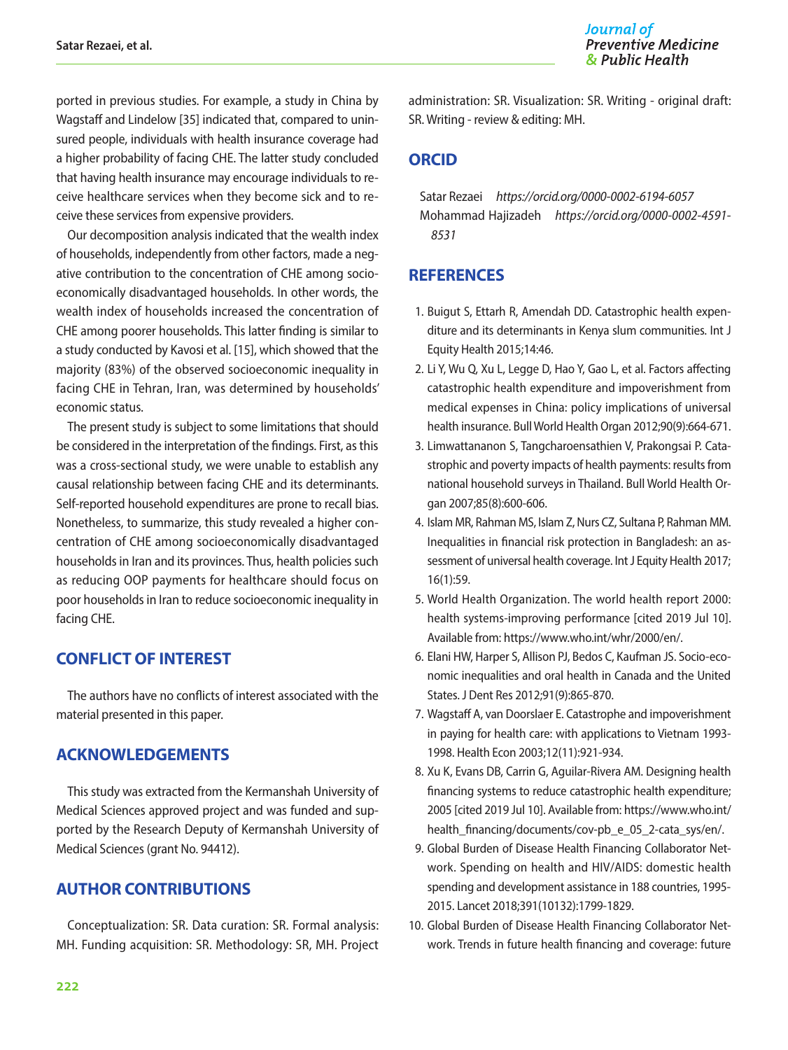ported in previous studies. For example, a study in China by Wagstaff and Lindelow [35] indicated that, compared to uninsured people, individuals with health insurance coverage had a higher probability of facing CHE. The latter study concluded that having health insurance may encourage individuals to receive healthcare services when they become sick and to receive these services from expensive providers.

Our decomposition analysis indicated that the wealth index of households, independently from other factors, made a negative contribution to the concentration of CHE among socioeconomically disadvantaged households. In other words, the wealth index of households increased the concentration of CHE among poorer households. This latter finding is similar to a study conducted by Kavosi et al. [15], which showed that the majority (83%) of the observed socioeconomic inequality in facing CHE in Tehran, Iran, was determined by households' economic status.

The present study is subject to some limitations that should be considered in the interpretation of the findings. First, as this was a cross-sectional study, we were unable to establish any causal relationship between facing CHE and its determinants. Self-reported household expenditures are prone to recall bias. Nonetheless, to summarize, this study revealed a higher concentration of CHE among socioeconomically disadvantaged households in Iran and its provinces. Thus, health policies such as reducing OOP payments for healthcare should focus on poor households in Iran to reduce socioeconomic inequality in facing CHE.

## CONFLICT OF INTEREST

The authors have no conflicts of interest associated with the material presented in this paper.

## ACKNOWLEDGEMENTS

This study was extracted from the Kermanshah University of Medical Sciences approved project and was funded and supported by the Research Deputy of Kermanshah University of Medical Sciences (grant No. 94412).

## AUTHOR CONTRIBUTIONS

Conceptualization: SR. Data curation: SR. Formal analysis: MH. Funding acquisition: SR. Methodology: SR, MH. Project administration: SR. Visualization: SR. Writing - original draft: SR. Writing - review & editing: MH.

## ORCID

Satar Rezaei *https://orcid.org/0000-0002-6194-6057*
Mohammad Hajizadeh *https://orcid.org/0000-0002-4591-8531*

## REFERENCES

1. Buigut S, Ettarh R, Amendah DD. Catastrophic health expenditure and its determinants in Kenya slum communities. Int J Equity Health 2015;14:46.
2. Li Y, Wu Q, Xu L, Legge D, Hao Y, Gao L, et al. Factors affecting catastrophic health expenditure and impoverishment from medical expenses in China: policy implications of universal health insurance. Bull World Health Organ 2012;90(9):664-671.
3. Limwattananon S, Tangcharoensathien V, Prakongsai P. Catastrophic and poverty impacts of health payments: results from national household surveys in Thailand. Bull World Health Organ 2007;85(8):600-606.
4. Islam MR, Rahman MS, Islam Z, Nurs CZ, Sultana P, Rahman MM. Inequalities in financial risk protection in Bangladesh: an assessment of universal health coverage. Int J Equity Health 2017;16(1):59.
5. World Health Organization. The world health report 2000: health systems-improving performance [cited 2019 Jul 10]. Available from: https://www.who.int/whr/2000/en/.
6. Elani HW, Harper S, Allison PJ, Bedos C, Kaufman JS. Socio-economic inequalities and oral health in Canada and the United States. J Dent Res 2012;91(9):865-870.
7. Wagstaff A, van Doorslaer E. Catastrophe and impoverishment in paying for health care: with applications to Vietnam 1993-1998. Health Econ 2003;12(11):921-934.
8. Xu K, Evans DB, Carrin G, Aguilar-Rivera AM. Designing health financing systems to reduce catastrophic health expenditure; 2005 [cited 2019 Jul 10]. Available from: https://www.who.int/health_financing/documents/cov-pb_e_05_2-cata_sys/en/.
9. Global Burden of Disease Health Financing Collaborator Network. Spending on health and HIV/AIDS: domestic health spending and development assistance in 188 countries, 1995-2015. Lancet 2018;391(10132):1799-1829.
10. Global Burden of Disease Health Financing Collaborator Network. Trends in future health financing and coverage: future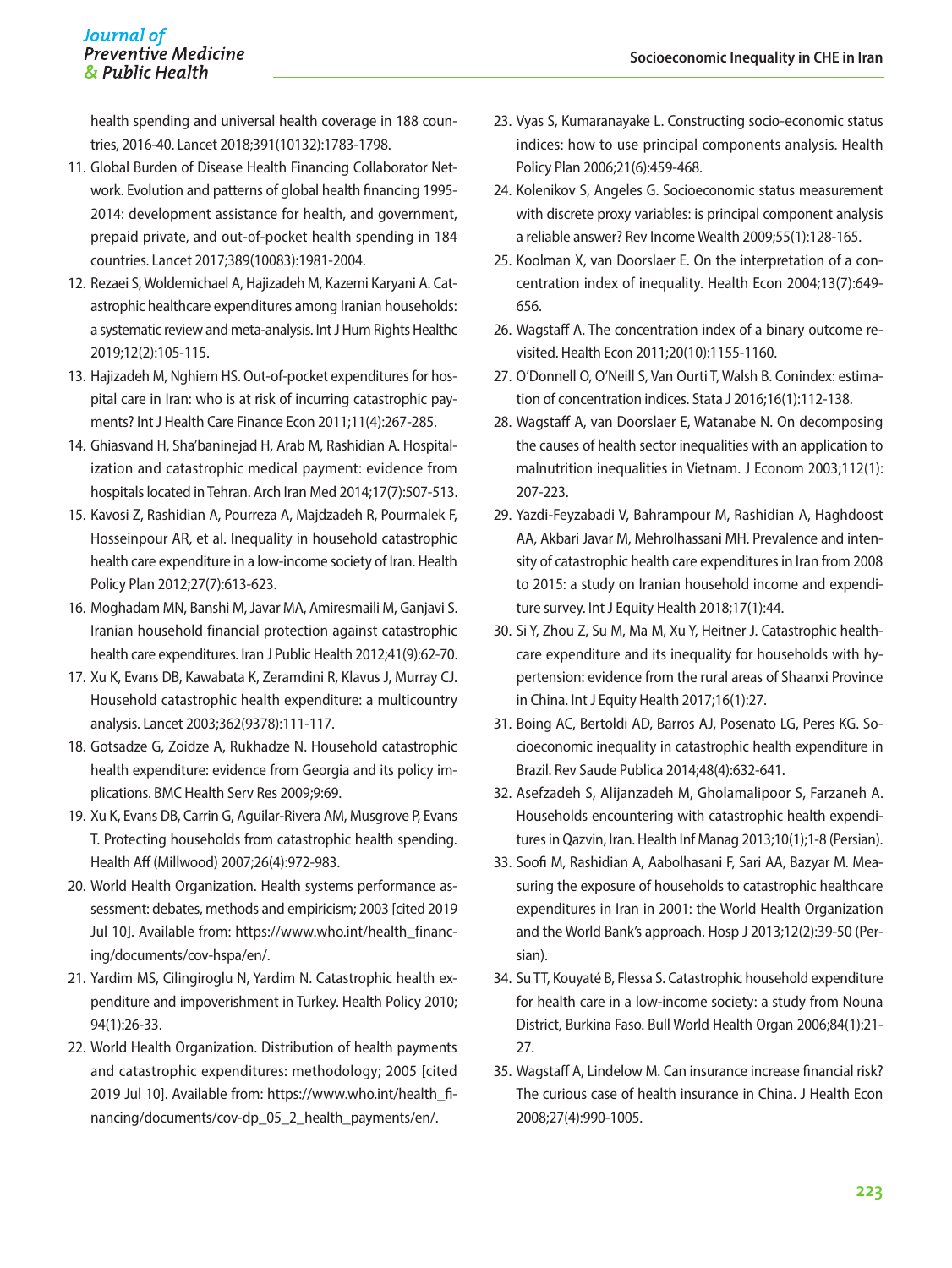health spending and universal health coverage in 188 countries, 2016-40. Lancet 2018;391(10132):1783-1798.

11. Global Burden of Disease Health Financing Collaborator Network. Evolution and patterns of global health financing 1995-2014: development assistance for health, and government, prepaid private, and out-of-pocket health spending in 184 countries. Lancet 2017;389(10083):1981-2004.
12. Rezaei S, Woldemichael A, Hajizadeh M, Kazemi Karyani A. Catastrophic healthcare expenditures among Iranian households: a systematic review and meta-analysis. Int J Hum Rights Healthc 2019;12(2):105-115.
13. Hajizadeh M, Nghiem HS. Out-of-pocket expenditures for hospital care in Iran: who is at risk of incurring catastrophic payments? Int J Health Care Finance Econ 2011;11(4):267-285.
14. Ghiasvand H, Sha'baninejad H, Arab M, Rashidian A. Hospitalization and catastrophic medical payment: evidence from hospitals located in Tehran. Arch Iran Med 2014;17(7):507-513.
15. Kavosi Z, Rashidian A, Pourreza A, Majdzadeh R, Pourmalek F, Hosseinpour AR, et al. Inequality in household catastrophic health care expenditure in a low-income society of Iran. Health Policy Plan 2012;27(7):613-623.
16. Moghadam MN, Banshi M, Javar MA, Amiresmaili M, Ganjavi S. Iranian household financial protection against catastrophic health care expenditures. Iran J Public Health 2012;41(9):62-70.
17. Xu K, Evans DB, Kawabata K, Zeramdini R, Klavus J, Murray CJ. Household catastrophic health expenditure: a multicountry analysis. Lancet 2003;362(9378):111-117.
18. Gotsadze G, Zoidze A, Rukhadze N. Household catastrophic health expenditure: evidence from Georgia and its policy implications. BMC Health Serv Res 2009;9:69.
19. Xu K, Evans DB, Carrin G, Aguilar-Rivera AM, Musgrove P, Evans T. Protecting households from catastrophic health spending. Health Aff (Millwood) 2007;26(4):972-983.
20. World Health Organization. Health systems performance assessment: debates, methods and empiricism; 2003 [cited 2019 Jul 10]. Available from: https://www.who.int/health_financing/documents/cov-hspa/en/.
21. Yardim MS, Cilingiroglu N, Yardim N. Catastrophic health expenditure and impoverishment in Turkey. Health Policy 2010;94(1):26-33.
22. World Health Organization. Distribution of health payments and catastrophic expenditures: methodology; 2005 [cited 2019 Jul 10]. Available from: https://www.who.int/health_financing/documents/cov-dp_05_2_health_payments/en/.
23. Vyas S, Kumaranayake L. Constructing socio-economic status indices: how to use principal components analysis. Health Policy Plan 2006;21(6):459-468.
24. Kolenikov S, Angeles G. Socioeconomic status measurement with discrete proxy variables: is principal component analysis a reliable answer? Rev Income Wealth 2009;55(1):128-165.
25. Koolman X, van Doorslaer E. On the interpretation of a concentration index of inequality. Health Econ 2004;13(7):649-656.
26. Wagstaff A. The concentration index of a binary outcome revisited. Health Econ 2011;20(10):1155-1160.
27. O'Donnell O, O'Neill S, Van Ourti T, Walsh B. Conindex: estimation of concentration indices. Stata J 2016;16(1):112-138.
28. Wagstaff A, van Doorslaer E, Watanabe N. On decomposing the causes of health sector inequalities with an application to malnutrition inequalities in Vietnam. J Econom 2003;112(1):207-223.
29. Yazdi-Feyzabadi V, Bahrampour M, Rashidian A, Haghdoost AA, Akbari Javar M, Mehrolhassani MH. Prevalence and intensity of catastrophic health care expenditures in Iran from 2008 to 2015: a study on Iranian household income and expenditure survey. Int J Equity Health 2018;17(1):44.
30. Si Y, Zhou Z, Su M, Ma M, Xu Y, Heitner J. Catastrophic healthcare expenditure and its inequality for households with hypertension: evidence from the rural areas of Shaanxi Province in China. Int J Equity Health 2017;16(1):27.
31. Boing AC, Bertoldi AD, Barros AJ, Posenato LG, Peres KG. Socioeconomic inequality in catastrophic health expenditure in Brazil. Rev Saude Publica 2014;48(4):632-641.
32. Asefzadeh S, Alijanzadeh M, Gholamalipoor S, Farzaneh A. Households encountering with catastrophic health expenditures in Qazvin, Iran. Health Inf Manag 2013;10(1);1-8 (Persian).
33. Soofi M, Rashidian A, Aabolhasani F, Sari AA, Bazyar M. Measuring the exposure of households to catastrophic healthcare expenditures in Iran in 2001: the World Health Organization and the World Bank's approach. Hosp J 2013;12(2):39-50 (Persian).
34. Su TT, Kouyaté B, Flessa S. Catastrophic household expenditure for health care in a low-income society: a study from Nouna District, Burkina Faso. Bull World Health Organ 2006;84(1):21-27.
35. Wagstaff A, Lindelow M. Can insurance increase financial risk? The curious case of health insurance in China. J Health Econ 2008;27(4):990-1005.